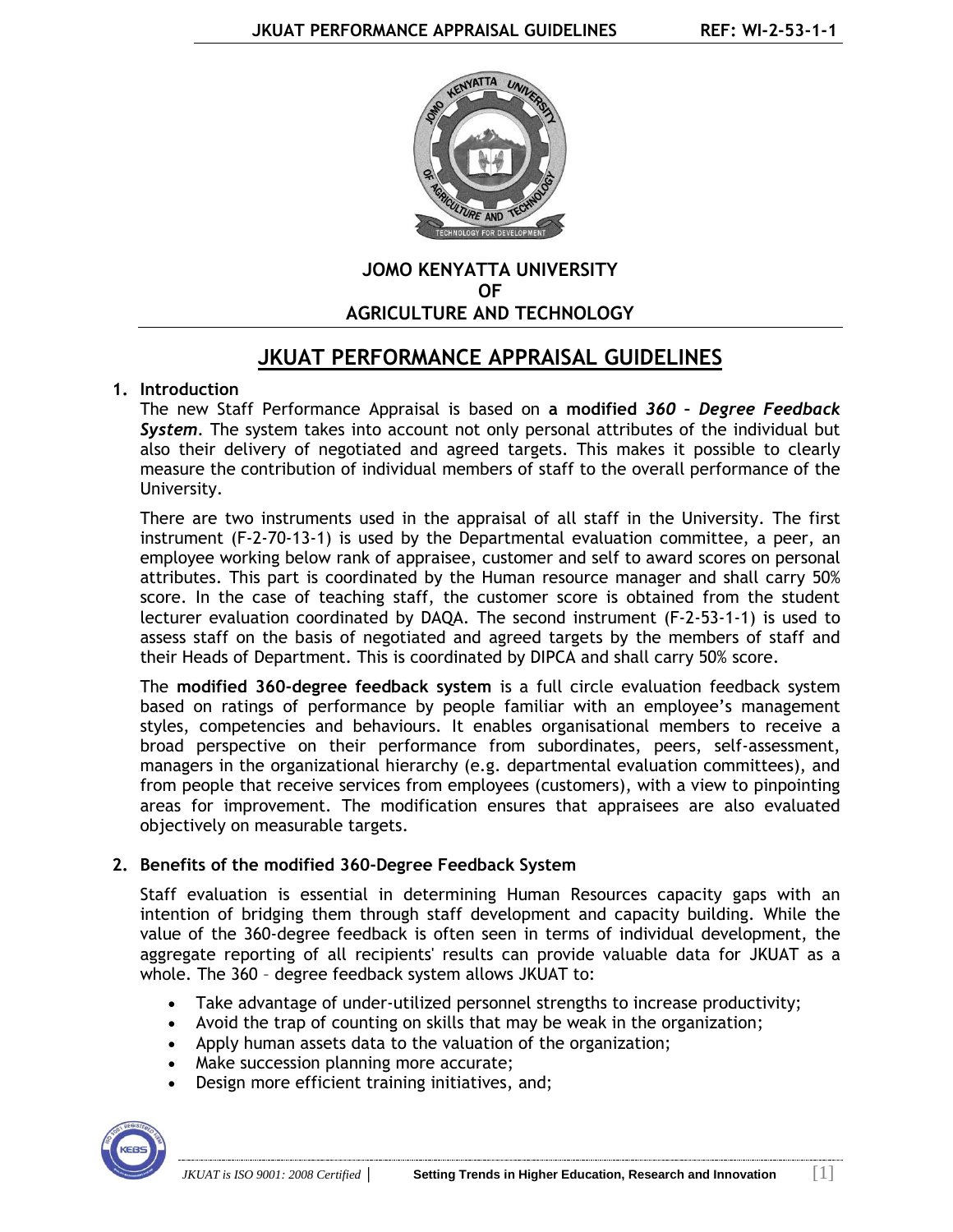**JOMO KENYATTA UNIVERSITY**
**OF**
**AGRICULTURE AND TECHNOLOGY**

# JKUAT PERFORMANCE APPRAISAL GUIDELINES

## 1. Introduction

The new Staff Performance Appraisal is based on **a modified** ***360 – Degree Feedback System***. The system takes into account not only personal attributes of the individual but also their delivery of negotiated and agreed targets. This makes it possible to clearly measure the contribution of individual members of staff to the overall performance of the University.

There are two instruments used in the appraisal of all staff in the University. The first instrument (F-2-70-13-1) is used by the Departmental evaluation committee, a peer, an employee working below rank of appraisee, customer and self to award scores on personal attributes. This part is coordinated by the Human resource manager and shall carry 50% score. In the case of teaching staff, the customer score is obtained from the student lecturer evaluation coordinated by DAQA. The second instrument (F-2-53-1-1) is used to assess staff on the basis of negotiated and agreed targets by the members of staff and their Heads of Department. This is coordinated by DIPCA and shall carry 50% score.

The **modified 360-degree feedback system** is a full circle evaluation feedback system based on ratings of performance by people familiar with an employee's management styles, competencies and behaviours. It enables organisational members to receive a broad perspective on their performance from subordinates, peers, self-assessment, managers in the organizational hierarchy (e.g. departmental evaluation committees), and from people that receive services from employees (customers), with a view to pinpointing areas for improvement. The modification ensures that appraisees are also evaluated objectively on measurable targets.

## 2. Benefits of the modified 360-Degree Feedback System

Staff evaluation is essential in determining Human Resources capacity gaps with an intention of bridging them through staff development and capacity building. While the value of the 360-degree feedback is often seen in terms of individual development, the aggregate reporting of all recipients' results can provide valuable data for JKUAT as a whole. The 360 – degree feedback system allows JKUAT to:

- Take advantage of under-utilized personnel strengths to increase productivity;
- Avoid the trap of counting on skills that may be weak in the organization;
- Apply human assets data to the valuation of the organization;
- Make succession planning more accurate;
- Design more efficient training initiatives, and;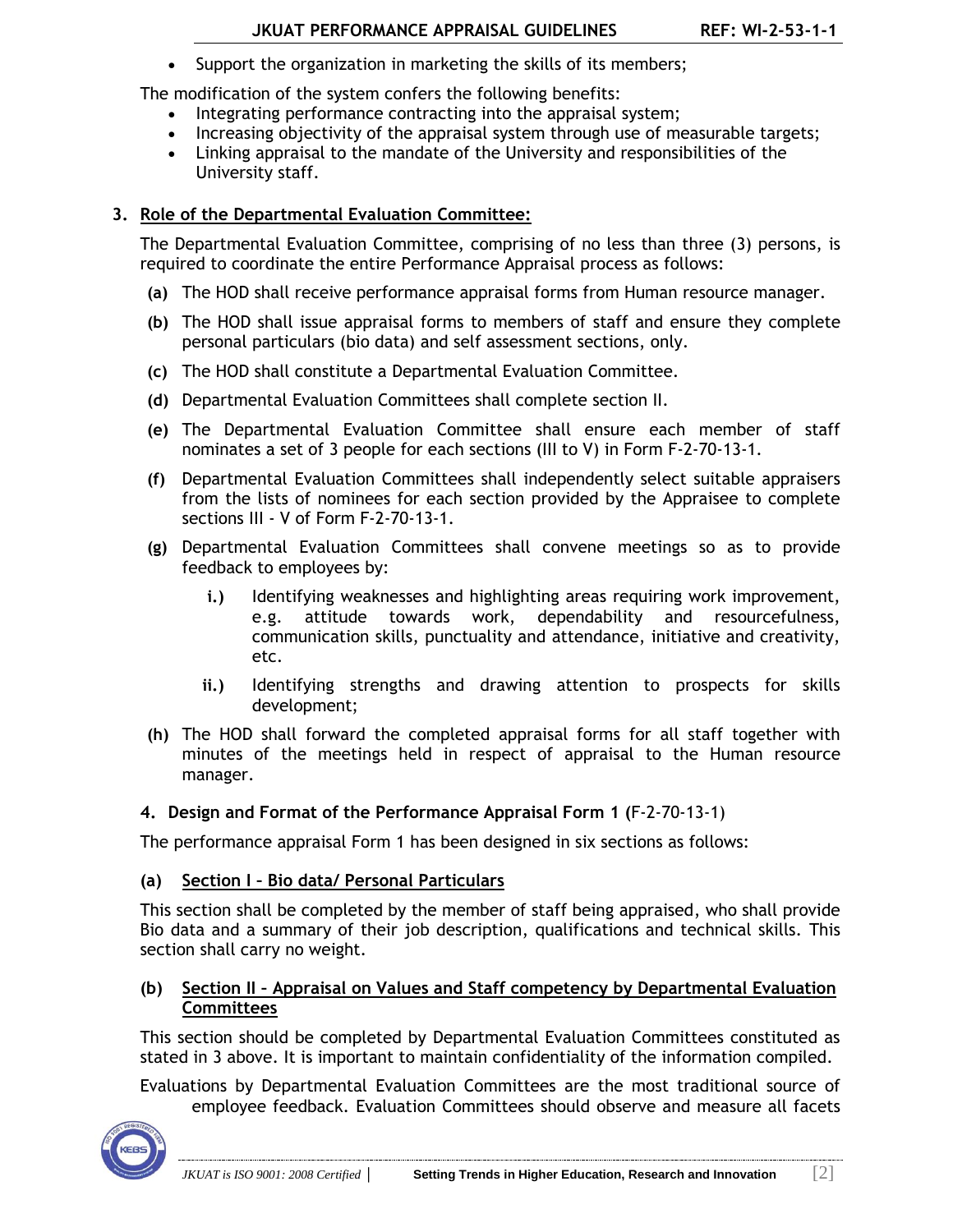- Support the organization in marketing the skills of its members;

The modification of the system confers the following benefits:

- Integrating performance contracting into the appraisal system;
- Increasing objectivity of the appraisal system through use of measurable targets;
- Linking appraisal to the mandate of the University and responsibilities of the University staff.

## 3. Role of the Departmental Evaluation Committee:

The Departmental Evaluation Committee, comprising of no less than three (3) persons, is required to coordinate the entire Performance Appraisal process as follows:

**(a)** The HOD shall receive performance appraisal forms from Human resource manager.

**(b)** The HOD shall issue appraisal forms to members of staff and ensure they complete personal particulars (bio data) and self assessment sections, only.

**(c)** The HOD shall constitute a Departmental Evaluation Committee.

**(d)** Departmental Evaluation Committees shall complete section II.

**(e)** The Departmental Evaluation Committee shall ensure each member of staff nominates a set of 3 people for each sections (III to V) in Form F-2-70-13-1.

**(f)** Departmental Evaluation Committees shall independently select suitable appraisers from the lists of nominees for each section provided by the Appraisee to complete sections III - V of Form F-2-70-13-1.

**(g)** Departmental Evaluation Committees shall convene meetings so as to provide feedback to employees by:

   **i.)** Identifying weaknesses and highlighting areas requiring work improvement, e.g. attitude towards work, dependability and resourcefulness, communication skills, punctuality and attendance, initiative and creativity, etc.

   **ii.)** Identifying strengths and drawing attention to prospects for skills development;

**(h)** The HOD shall forward the completed appraisal forms for all staff together with minutes of the meetings held in respect of appraisal to the Human resource manager.

## 4. Design and Format of the Performance Appraisal Form 1 (F-2-70-13-1)

The performance appraisal Form 1 has been designed in six sections as follows:

### (a) Section I – Bio data/ Personal Particulars

This section shall be completed by the member of staff being appraised, who shall provide Bio data and a summary of their job description, qualifications and technical skills. This section shall carry no weight.

### (b) Section II – Appraisal on Values and Staff competency by Departmental Evaluation Committees

This section should be completed by Departmental Evaluation Committees constituted as stated in 3 above. It is important to maintain confidentiality of the information compiled.

Evaluations by Departmental Evaluation Committees are the most traditional source of employee feedback. Evaluation Committees should observe and measure all facets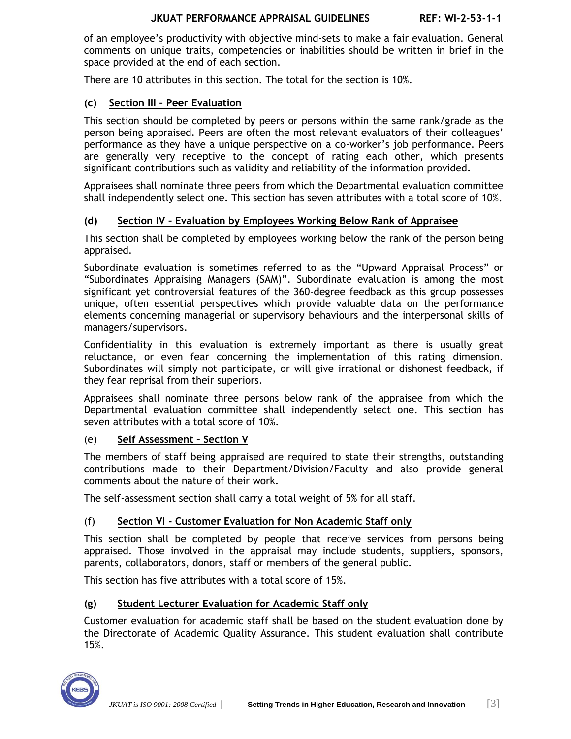of an employee's productivity with objective mind-sets to make a fair evaluation. General comments on unique traits, competencies or inabilities should be written in brief in the space provided at the end of each section.

There are 10 attributes in this section. The total for the section is 10%.

### (c) Section III – Peer Evaluation

This section should be completed by peers or persons within the same rank/grade as the person being appraised. Peers are often the most relevant evaluators of their colleagues' performance as they have a unique perspective on a co-worker's job performance. Peers are generally very receptive to the concept of rating each other, which presents significant contributions such as validity and reliability of the information provided.

Appraisees shall nominate three peers from which the Departmental evaluation committee shall independently select one. This section has seven attributes with a total score of 10%.

### (d) Section IV – Evaluation by Employees Working Below Rank of Appraisee

This section shall be completed by employees working below the rank of the person being appraised.

Subordinate evaluation is sometimes referred to as the "Upward Appraisal Process" or "Subordinates Appraising Managers (SAM)". Subordinate evaluation is among the most significant yet controversial features of the 360-degree feedback as this group possesses unique, often essential perspectives which provide valuable data on the performance elements concerning managerial or supervisory behaviours and the interpersonal skills of managers/supervisors.

Confidentiality in this evaluation is extremely important as there is usually great reluctance, or even fear concerning the implementation of this rating dimension. Subordinates will simply not participate, or will give irrational or dishonest feedback, if they fear reprisal from their superiors.

Appraisees shall nominate three persons below rank of the appraisee from which the Departmental evaluation committee shall independently select one. This section has seven attributes with a total score of 10%.

### (e) Self Assessment – Section V

The members of staff being appraised are required to state their strengths, outstanding contributions made to their Department/Division/Faculty and also provide general comments about the nature of their work.

The self-assessment section shall carry a total weight of 5% for all staff.

### (f) Section VI - Customer Evaluation for Non Academic Staff only

This section shall be completed by people that receive services from persons being appraised. Those involved in the appraisal may include students, suppliers, sponsors, parents, collaborators, donors, staff or members of the general public.

This section has five attributes with a total score of 15%.

### (g) Student Lecturer Evaluation for Academic Staff only

Customer evaluation for academic staff shall be based on the student evaluation done by the Directorate of Academic Quality Assurance. This student evaluation shall contribute 15%.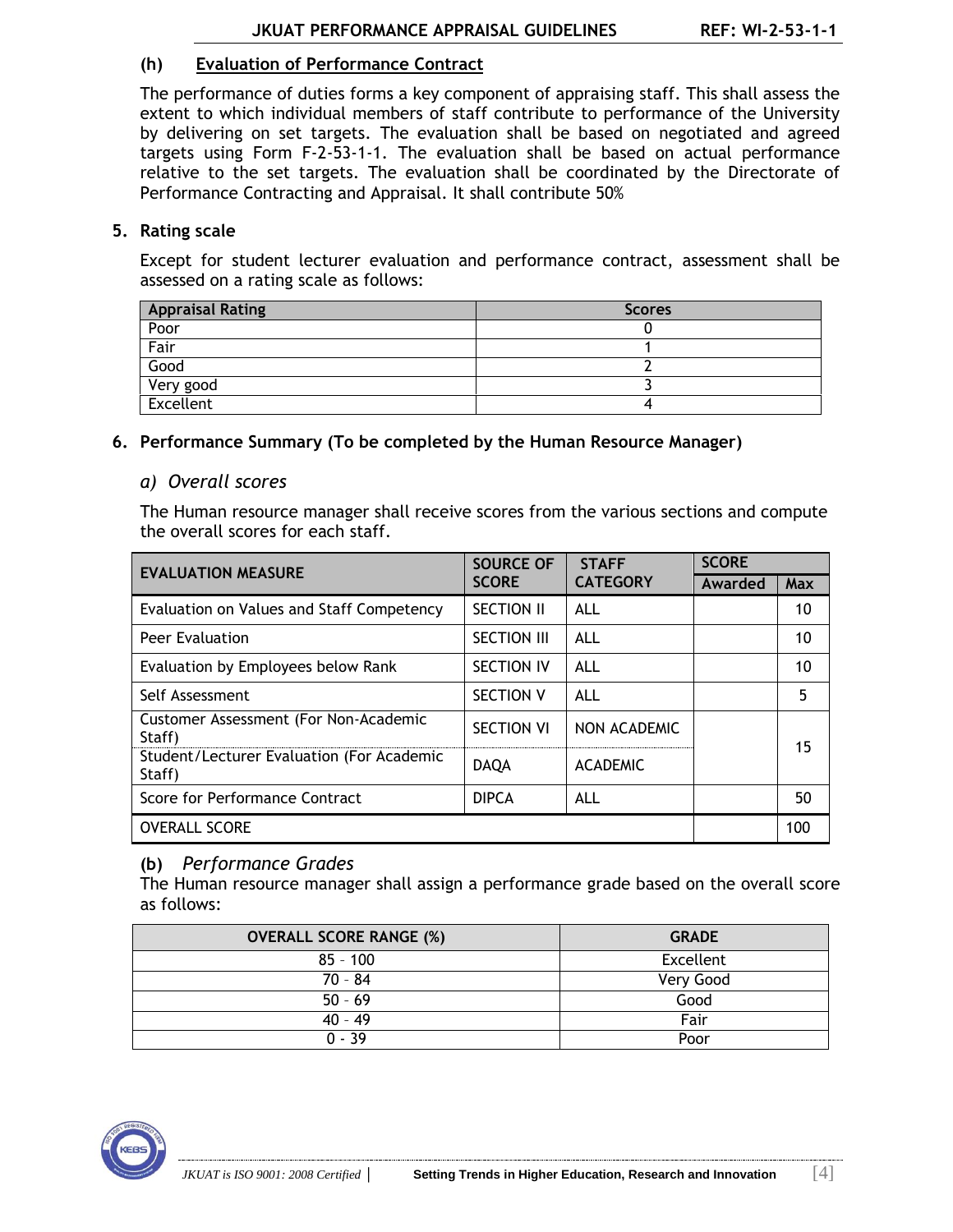### (h) Evaluation of Performance Contract

The performance of duties forms a key component of appraising staff. This shall assess the extent to which individual members of staff contribute to performance of the University by delivering on set targets. The evaluation shall be based on negotiated and agreed targets using Form F-2-53-1-1. The evaluation shall be based on actual performance relative to the set targets. The evaluation shall be coordinated by the Directorate of Performance Contracting and Appraisal. It shall contribute 50%

## 5. Rating scale

Except for student lecturer evaluation and performance contract, assessment shall be assessed on a rating scale as follows:

| Appraisal Rating | Scores |
|---|---|
| Poor | 0 |
| Fair | 1 |
| Good | 2 |
| Very good | 3 |
| Excellent | 4 |

## 6. Performance Summary (To be completed by the Human Resource Manager)

### a) *Overall scores*

The Human resource manager shall receive scores from the various sections and compute the overall scores for each staff.

| EVALUATION MEASURE | SOURCE OF SCORE | STAFF CATEGORY | SCORE | |
|---|---|---|---|---|
| | | | Awarded | Max |
| Evaluation on Values and Staff Competency | SECTION II | ALL | | 10 |
| Peer Evaluation | SECTION III | ALL | | 10 |
| Evaluation by Employees below Rank | SECTION IV | ALL | | 10 |
| Self Assessment | SECTION V | ALL | | 5 |
| Customer Assessment (For Non-Academic Staff) | SECTION VI | NON ACADEMIC | | 15 |
| Student/Lecturer Evaluation (For Academic Staff) | DAQA | ACADEMIC | | |
| Score for Performance Contract | DIPCA | ALL | | 50 |
| OVERALL SCORE | | | | 100 |

### (b) *Performance Grades*

The Human resource manager shall assign a performance grade based on the overall score as follows:

| OVERALL SCORE RANGE (%) | GRADE |
|---|---|
| 85 - 100 | Excellent |
| 70 - 84 | Very Good |
| 50 - 69 | Good |
| 40 - 49 | Fair |
| 0 - 39 | Poor |